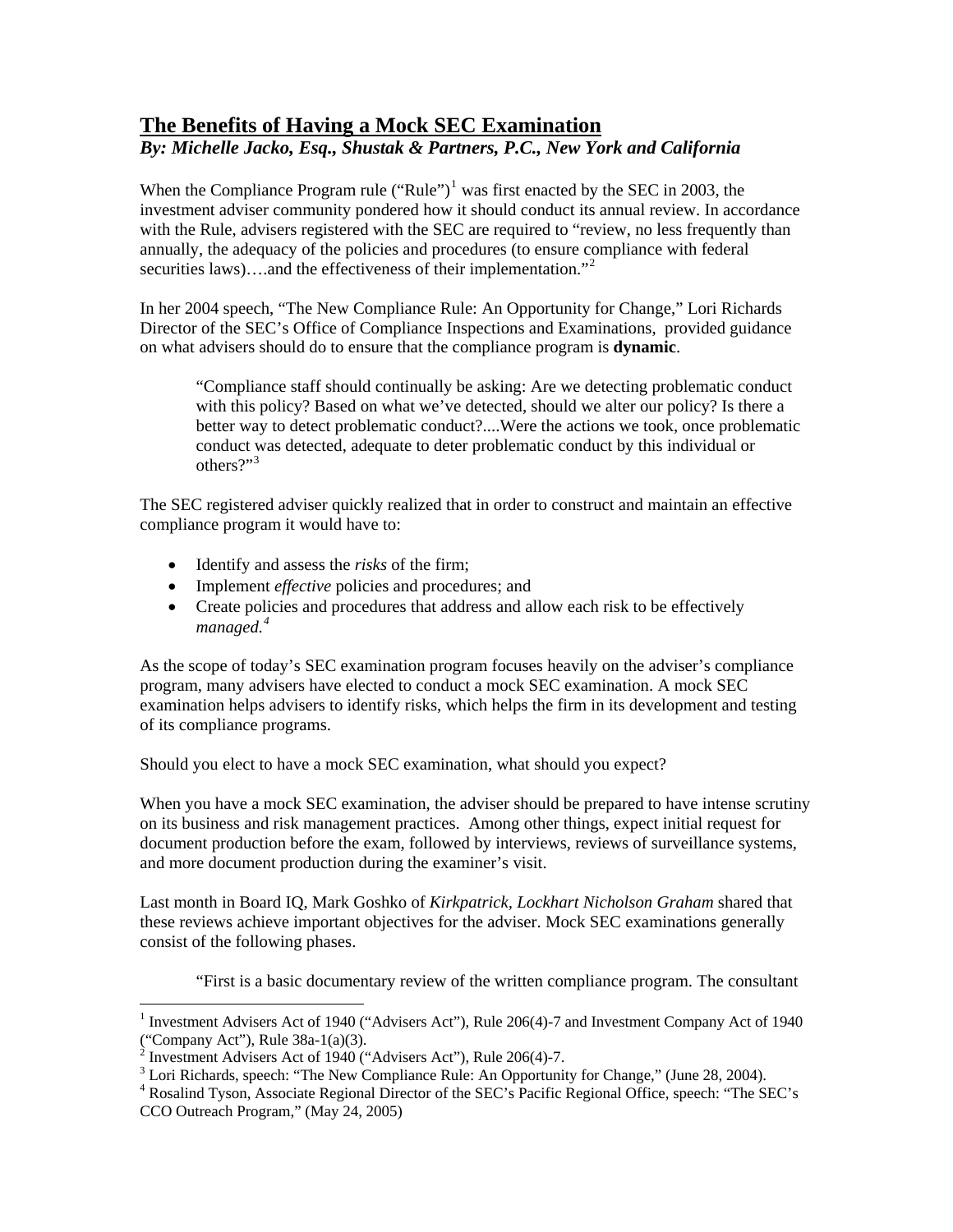# The Benefits of Having a Mock SEC Examination

***By: Michelle Jacko, Esq., Shustak & Partners, P.C., New York and California***

When the Compliance Program rule ("Rule")[1] was first enacted by the SEC in 2003, the investment adviser community pondered how it should conduct its annual review. In accordance with the Rule, advisers registered with the SEC are required to "review, no less frequently than annually, the adequacy of the policies and procedures (to ensure compliance with federal securities laws)….and the effectiveness of their implementation."[2]

In her 2004 speech, "The New Compliance Rule: An Opportunity for Change," Lori Richards Director of the SEC's Office of Compliance Inspections and Examinations, provided guidance on what advisers should do to ensure that the compliance program is **dynamic**.

> "Compliance staff should continually be asking: Are we detecting problematic conduct with this policy? Based on what we've detected, should we alter our policy? Is there a better way to detect problematic conduct?....Were the actions we took, once problematic conduct was detected, adequate to deter problematic conduct by this individual or others?"[3]

The SEC registered adviser quickly realized that in order to construct and maintain an effective compliance program it would have to:

- Identify and assess the *risks* of the firm;
- Implement *effective* policies and procedures; and
- Create policies and procedures that address and allow each risk to be effectively *managed.*[4]

As the scope of today's SEC examination program focuses heavily on the adviser's compliance program, many advisers have elected to conduct a mock SEC examination. A mock SEC examination helps advisers to identify risks, which helps the firm in its development and testing of its compliance programs.

Should you elect to have a mock SEC examination, what should you expect?

When you have a mock SEC examination, the adviser should be prepared to have intense scrutiny on its business and risk management practices. Among other things, expect initial request for document production before the exam, followed by interviews, reviews of surveillance systems, and more document production during the examiner's visit.

Last month in Board IQ, Mark Goshko of *Kirkpatrick, Lockhart Nicholson Graham* shared that these reviews achieve important objectives for the adviser. Mock SEC examinations generally consist of the following phases.

> "First is a basic documentary review of the written compliance program. The consultant

---

[1] Investment Advisers Act of 1940 ("Advisers Act"), Rule 206(4)-7 and Investment Company Act of 1940 ("Company Act"), Rule 38a-1(a)(3).

[2] Investment Advisers Act of 1940 ("Advisers Act"), Rule 206(4)-7.

[3] Lori Richards, speech: "The New Compliance Rule: An Opportunity for Change," (June 28, 2004).

[4] Rosalind Tyson, Associate Regional Director of the SEC's Pacific Regional Office, speech: "The SEC's CCO Outreach Program," (May 24, 2005)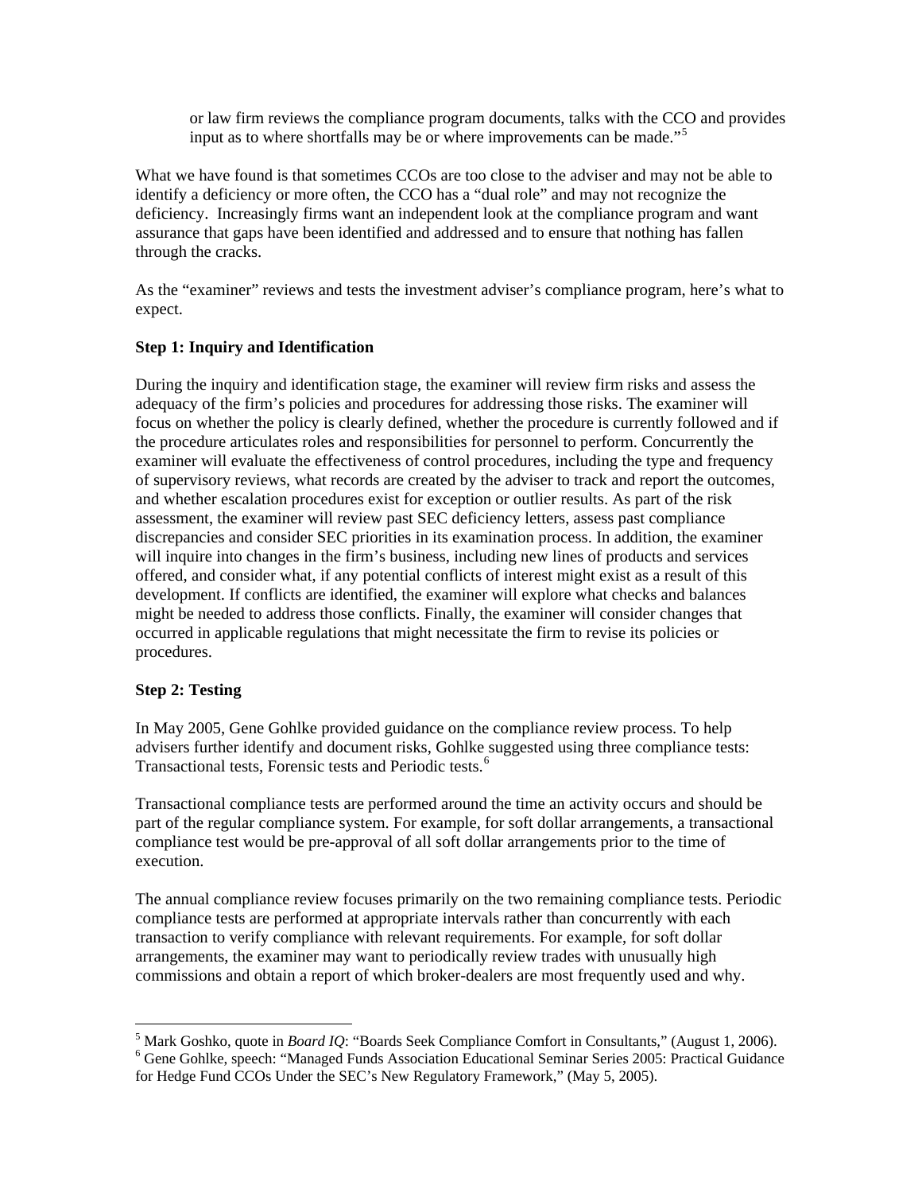> or law firm reviews the compliance program documents, talks with the CCO and provides input as to where shortfalls may be or where improvements can be made."[5]

What we have found is that sometimes CCOs are too close to the adviser and may not be able to identify a deficiency or more often, the CCO has a "dual role" and may not recognize the deficiency. Increasingly firms want an independent look at the compliance program and want assurance that gaps have been identified and addressed and to ensure that nothing has fallen through the cracks.

As the "examiner" reviews and tests the investment adviser's compliance program, here's what to expect.

**Step 1: Inquiry and Identification**

During the inquiry and identification stage, the examiner will review firm risks and assess the adequacy of the firm's policies and procedures for addressing those risks. The examiner will focus on whether the policy is clearly defined, whether the procedure is currently followed and if the procedure articulates roles and responsibilities for personnel to perform. Concurrently the examiner will evaluate the effectiveness of control procedures, including the type and frequency of supervisory reviews, what records are created by the adviser to track and report the outcomes, and whether escalation procedures exist for exception or outlier results. As part of the risk assessment, the examiner will review past SEC deficiency letters, assess past compliance discrepancies and consider SEC priorities in its examination process. In addition, the examiner will inquire into changes in the firm's business, including new lines of products and services offered, and consider what, if any potential conflicts of interest might exist as a result of this development. If conflicts are identified, the examiner will explore what checks and balances might be needed to address those conflicts. Finally, the examiner will consider changes that occurred in applicable regulations that might necessitate the firm to revise its policies or procedures.

**Step 2: Testing**

In May 2005, Gene Gohlke provided guidance on the compliance review process. To help advisers further identify and document risks, Gohlke suggested using three compliance tests: Transactional tests, Forensic tests and Periodic tests.[6]

Transactional compliance tests are performed around the time an activity occurs and should be part of the regular compliance system. For example, for soft dollar arrangements, a transactional compliance test would be pre-approval of all soft dollar arrangements prior to the time of execution.

The annual compliance review focuses primarily on the two remaining compliance tests. Periodic compliance tests are performed at appropriate intervals rather than concurrently with each transaction to verify compliance with relevant requirements. For example, for soft dollar arrangements, the examiner may want to periodically review trades with unusually high commissions and obtain a report of which broker-dealers are most frequently used and why.

---

[5] Mark Goshko, quote in *Board IQ*: "Boards Seek Compliance Comfort in Consultants," (August 1, 2006).

[6] Gene Gohlke, speech: "Managed Funds Association Educational Seminar Series 2005: Practical Guidance for Hedge Fund CCOs Under the SEC's New Regulatory Framework," (May 5, 2005).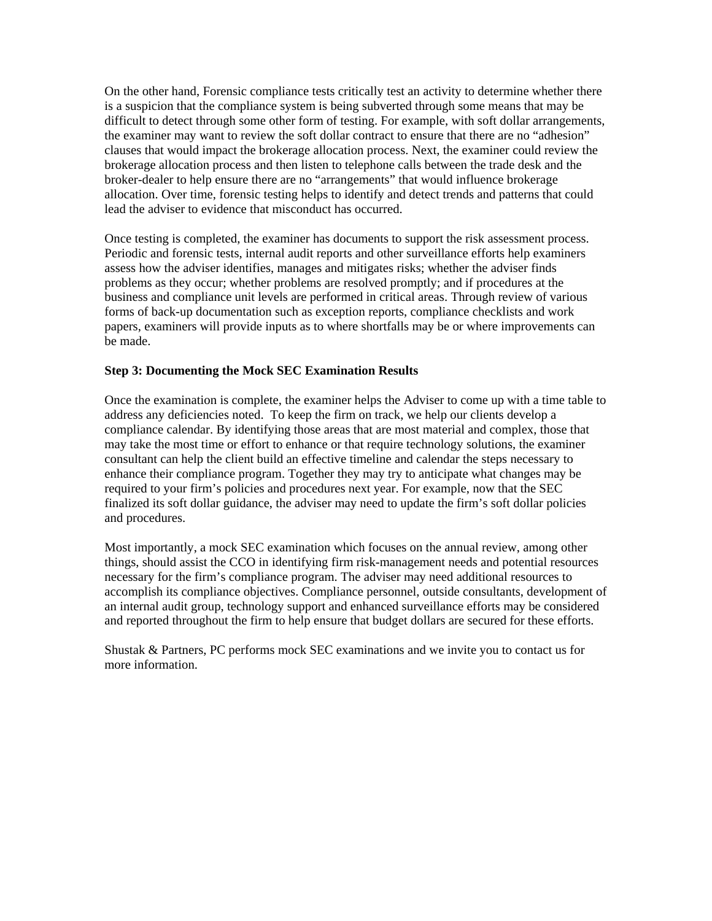On the other hand, Forensic compliance tests critically test an activity to determine whether there is a suspicion that the compliance system is being subverted through some means that may be difficult to detect through some other form of testing. For example, with soft dollar arrangements, the examiner may want to review the soft dollar contract to ensure that there are no "adhesion" clauses that would impact the brokerage allocation process. Next, the examiner could review the brokerage allocation process and then listen to telephone calls between the trade desk and the broker-dealer to help ensure there are no "arrangements" that would influence brokerage allocation. Over time, forensic testing helps to identify and detect trends and patterns that could lead the adviser to evidence that misconduct has occurred.

Once testing is completed, the examiner has documents to support the risk assessment process. Periodic and forensic tests, internal audit reports and other surveillance efforts help examiners assess how the adviser identifies, manages and mitigates risks; whether the adviser finds problems as they occur; whether problems are resolved promptly; and if procedures at the business and compliance unit levels are performed in critical areas. Through review of various forms of back-up documentation such as exception reports, compliance checklists and work papers, examiners will provide inputs as to where shortfalls may be or where improvements can be made.

**Step 3: Documenting the Mock SEC Examination Results**

Once the examination is complete, the examiner helps the Adviser to come up with a time table to address any deficiencies noted. To keep the firm on track, we help our clients develop a compliance calendar. By identifying those areas that are most material and complex, those that may take the most time or effort to enhance or that require technology solutions, the examiner consultant can help the client build an effective timeline and calendar the steps necessary to enhance their compliance program. Together they may try to anticipate what changes may be required to your firm's policies and procedures next year. For example, now that the SEC finalized its soft dollar guidance, the adviser may need to update the firm's soft dollar policies and procedures.

Most importantly, a mock SEC examination which focuses on the annual review, among other things, should assist the CCO in identifying firm risk-management needs and potential resources necessary for the firm's compliance program. The adviser may need additional resources to accomplish its compliance objectives. Compliance personnel, outside consultants, development of an internal audit group, technology support and enhanced surveillance efforts may be considered and reported throughout the firm to help ensure that budget dollars are secured for these efforts.

Shustak & Partners, PC performs mock SEC examinations and we invite you to contact us for more information.